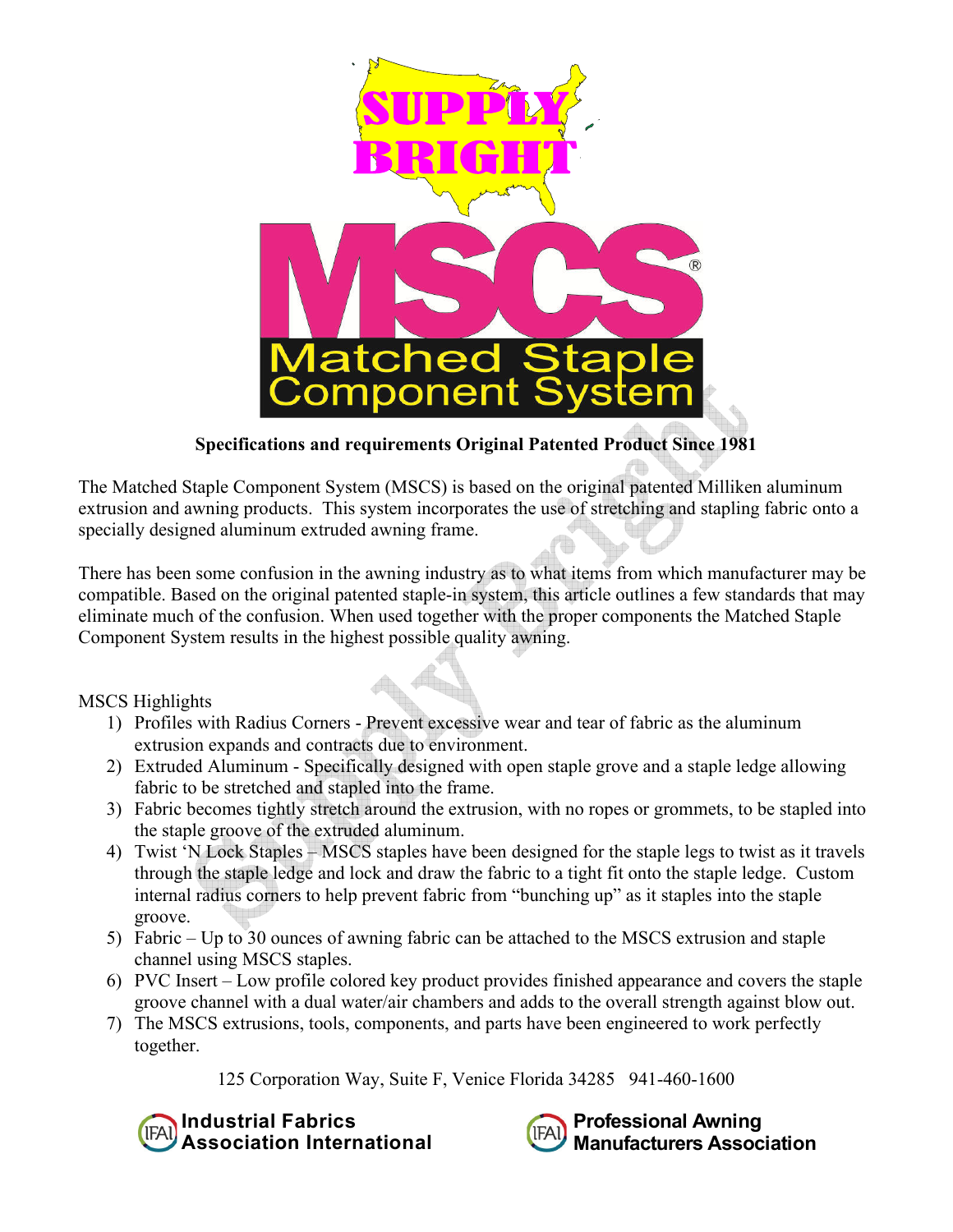SUPPLY BRIGHT

# MSCS®

## Matched Staple Component System

**Specifications and requirements Original Patented Product Since 1981**

The Matched Staple Component System (MSCS) is based on the original patented Milliken aluminum extrusion and awning products. This system incorporates the use of stretching and stapling fabric onto a specially designed aluminum extruded awning frame.

There has been some confusion in the awning industry as to what items from which manufacturer may be compatible. Based on the original patented staple-in system, this article outlines a few standards that may eliminate much of the confusion. When used together with the proper components the Matched Staple Component System results in the highest possible quality awning.

MSCS Highlights

1) Profiles with Radius Corners - Prevent excessive wear and tear of fabric as the aluminum extrusion expands and contracts due to environment.
2) Extruded Aluminum - Specifically designed with open staple grove and a staple ledge allowing fabric to be stretched and stapled into the frame.
3) Fabric becomes tightly stretch around the extrusion, with no ropes or grommets, to be stapled into the staple groove of the extruded aluminum.
4) Twist 'N Lock Staples – MSCS staples have been designed for the staple legs to twist as it travels through the staple ledge and lock and draw the fabric to a tight fit onto the staple ledge. Custom internal radius corners to help prevent fabric from "bunching up" as it staples into the staple groove.
5) Fabric – Up to 30 ounces of awning fabric can be attached to the MSCS extrusion and staple channel using MSCS staples.
6) PVC Insert – Low profile colored key product provides finished appearance and covers the staple groove channel with a dual water/air chambers and adds to the overall strength against blow out.
7) The MSCS extrusions, tools, components, and parts have been engineered to work perfectly together.

125 Corporation Way, Suite F, Venice Florida 34285 941-460-1600

IFAI Industrial Fabrics Association International

IFAI Professional Awning Manufacturers Association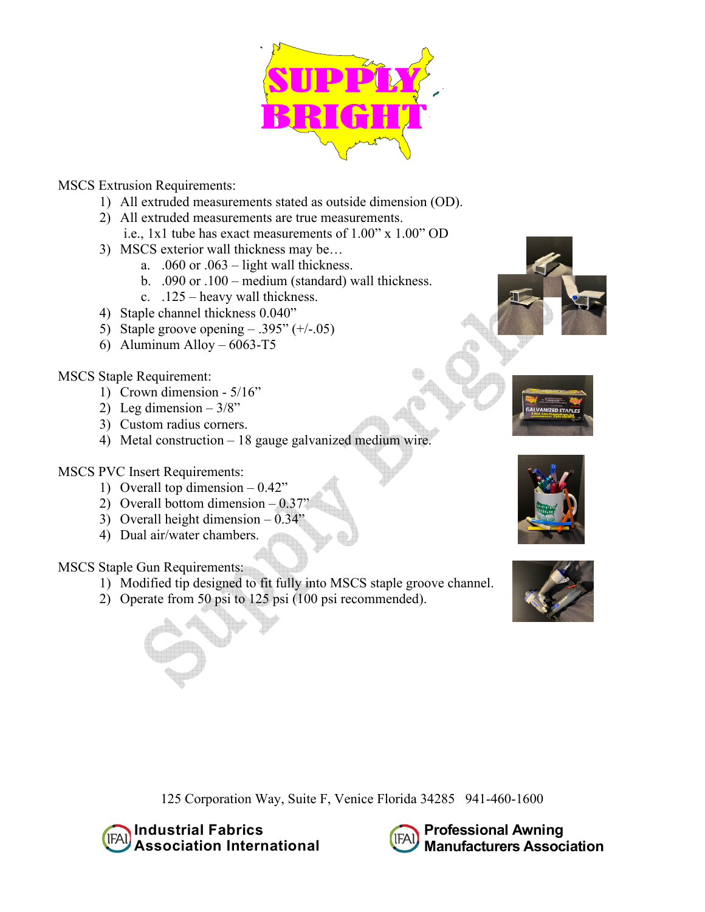SUPPLY BRIGHT

MSCS Extrusion Requirements:

1) All extruded measurements stated as outside dimension (OD).
2) All extruded measurements are true measurements.
   i.e., 1x1 tube has exact measurements of 1.00" x 1.00" OD
3) MSCS exterior wall thickness may be…
   a. .060 or .063 – light wall thickness.
   b. .090 or .100 – medium (standard) wall thickness.
   c. .125 – heavy wall thickness.
4) Staple channel thickness 0.040"
5) Staple groove opening – .395" (+/-.05)
6) Aluminum Alloy – 6063-T5

MSCS Staple Requirement:

1) Crown dimension - 5/16"
2) Leg dimension – 3/8"
3) Custom radius corners.
4) Metal construction – 18 gauge galvanized medium wire.

MSCS PVC Insert Requirements:

1) Overall top dimension – 0.42"
2) Overall bottom dimension – 0.37"
3) Overall height dimension – 0.34"
4) Dual air/water chambers.

MSCS Staple Gun Requirements:

1) Modified tip designed to fit fully into MSCS staple groove channel.
2) Operate from 50 psi to 125 psi (100 psi recommended).

125 Corporation Way, Suite F, Venice Florida 34285 941-460-1600

Industrial Fabrics Association International

Professional Awning Manufacturers Association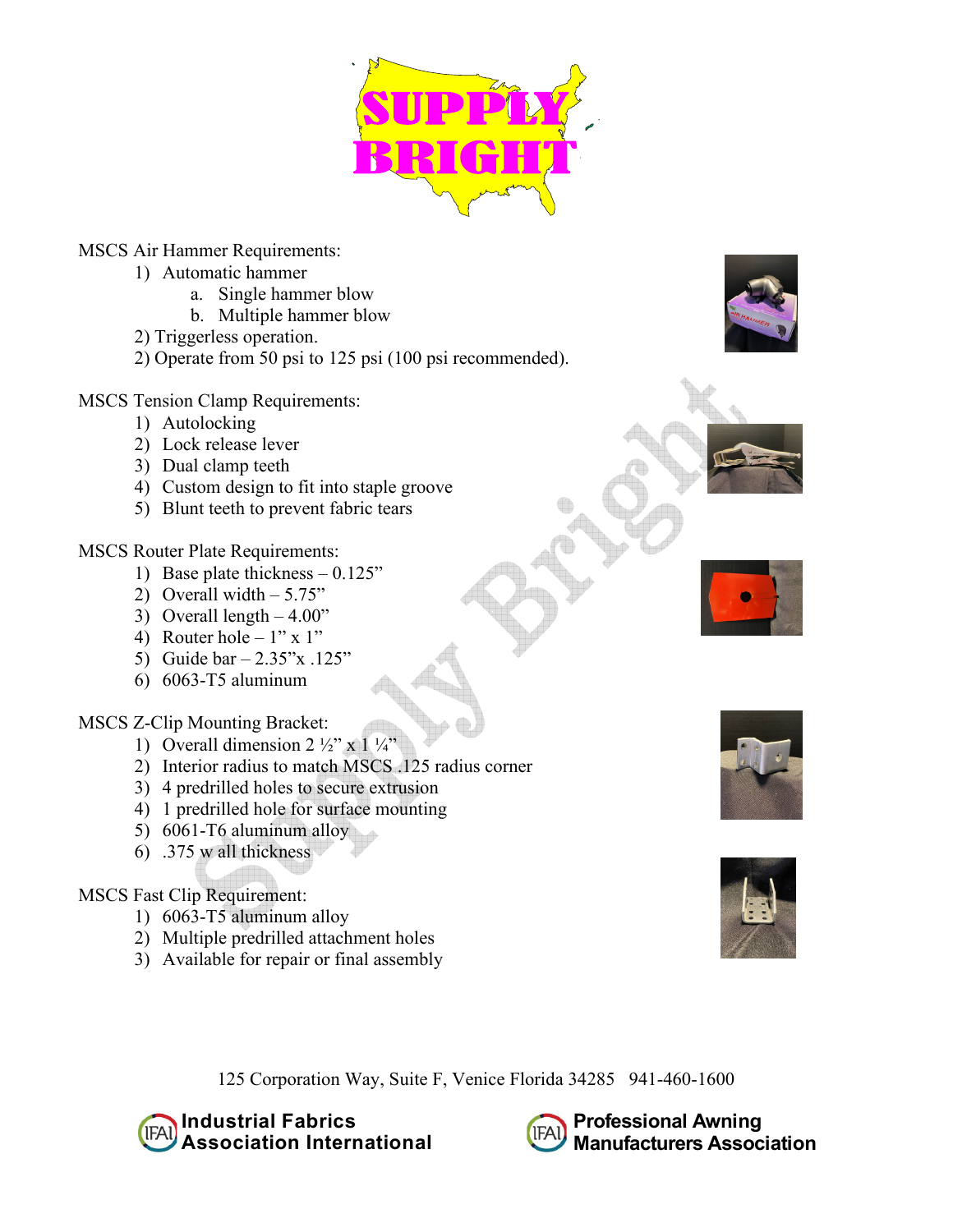# SUPPLY BRIGHT

MSCS Air Hammer Requirements:

1) Automatic hammer
   a. Single hammer blow
   b. Multiple hammer blow
2) Triggerless operation.
2) Operate from 50 psi to 125 psi (100 psi recommended).

MSCS Tension Clamp Requirements:

1) Autolocking
2) Lock release lever
3) Dual clamp teeth
4) Custom design to fit into staple groove
5) Blunt teeth to prevent fabric tears

MSCS Router Plate Requirements:

1) Base plate thickness – 0.125”
2) Overall width – 5.75”
3) Overall length – 4.00”
4) Router hole – 1” x 1”
5) Guide bar – 2.35”x .125”
6) 6063-T5 aluminum

MSCS Z-Clip Mounting Bracket:

1) Overall dimension 2 ½” x 1 ¼”
2) Interior radius to match MSCS .125 radius corner
3) 4 predrilled holes to secure extrusion
4) 1 predrilled hole for surface mounting
5) 6061-T6 aluminum alloy
6) .375 w all thickness

MSCS Fast Clip Requirement:

1) 6063-T5 aluminum alloy
2) Multiple predrilled attachment holes
3) Available for repair or final assembly

125 Corporation Way, Suite F, Venice Florida 34285 941-460-1600

Industrial Fabrics Association International

Professional Awning Manufacturers Association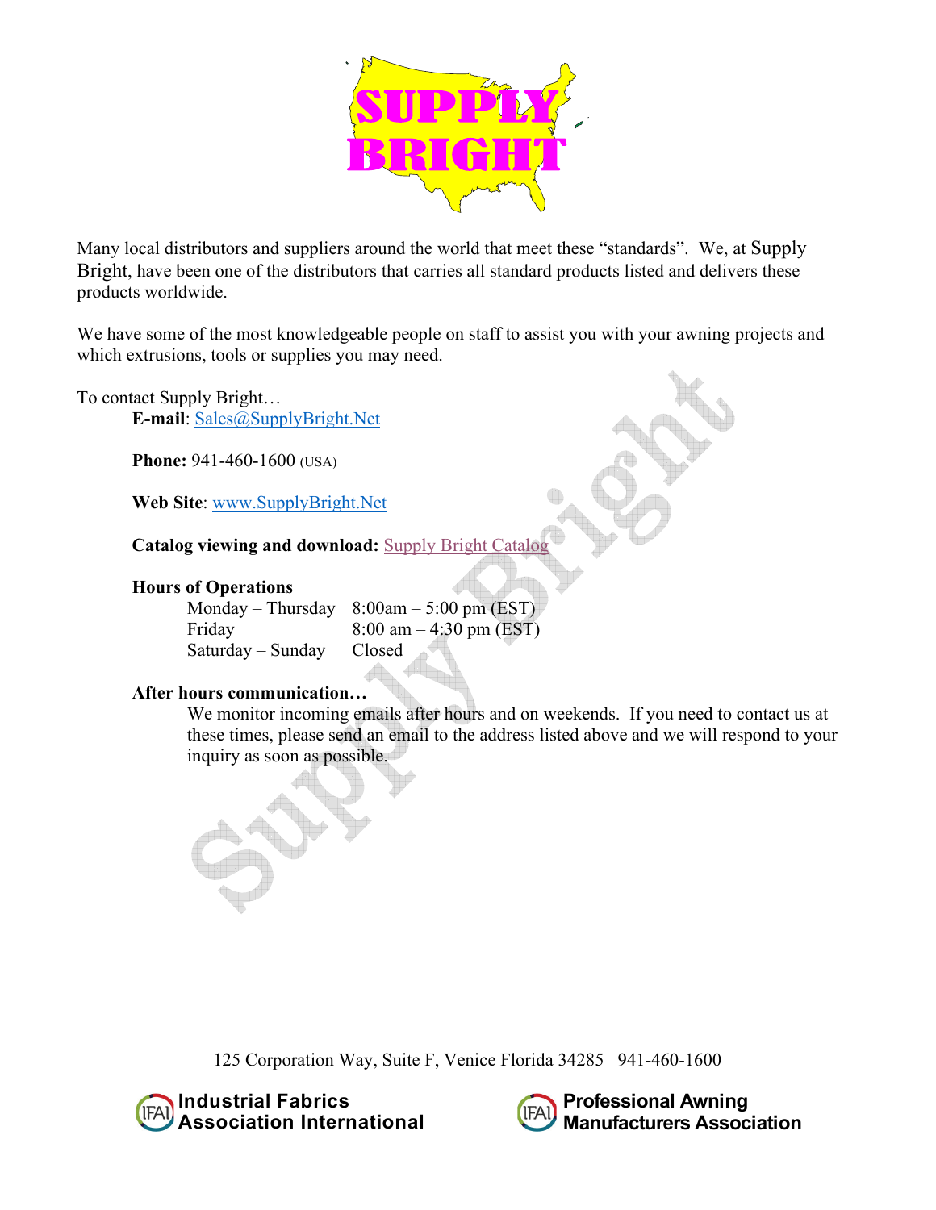# SUPPLY BRIGHT

Many local distributors and suppliers around the world that meet these "standards". We, at Supply Bright, have been one of the distributors that carries all standard products listed and delivers these products worldwide.

We have some of the most knowledgeable people on staff to assist you with your awning projects and which extrusions, tools or supplies you may need.

To contact Supply Bright…

**E-mail**: Sales@SupplyBright.Net

**Phone:** 941-460-1600 (USA)

**Web Site**: www.SupplyBright.Net

**Catalog viewing and download:** Supply Bright Catalog

**Hours of Operations**

| | |
|---|---|
| Monday – Thursday | 8:00am – 5:00 pm (EST) |
| Friday | 8:00 am – 4:30 pm (EST) |
| Saturday – Sunday | Closed |

**After hours communication…**

We monitor incoming emails after hours and on weekends. If you need to contact us at these times, please send an email to the address listed above and we will respond to your inquiry as soon as possible.

125 Corporation Way, Suite F, Venice Florida 34285 941-460-1600

IFAI Industrial Fabrics Association International

IFAI Professional Awning Manufacturers Association